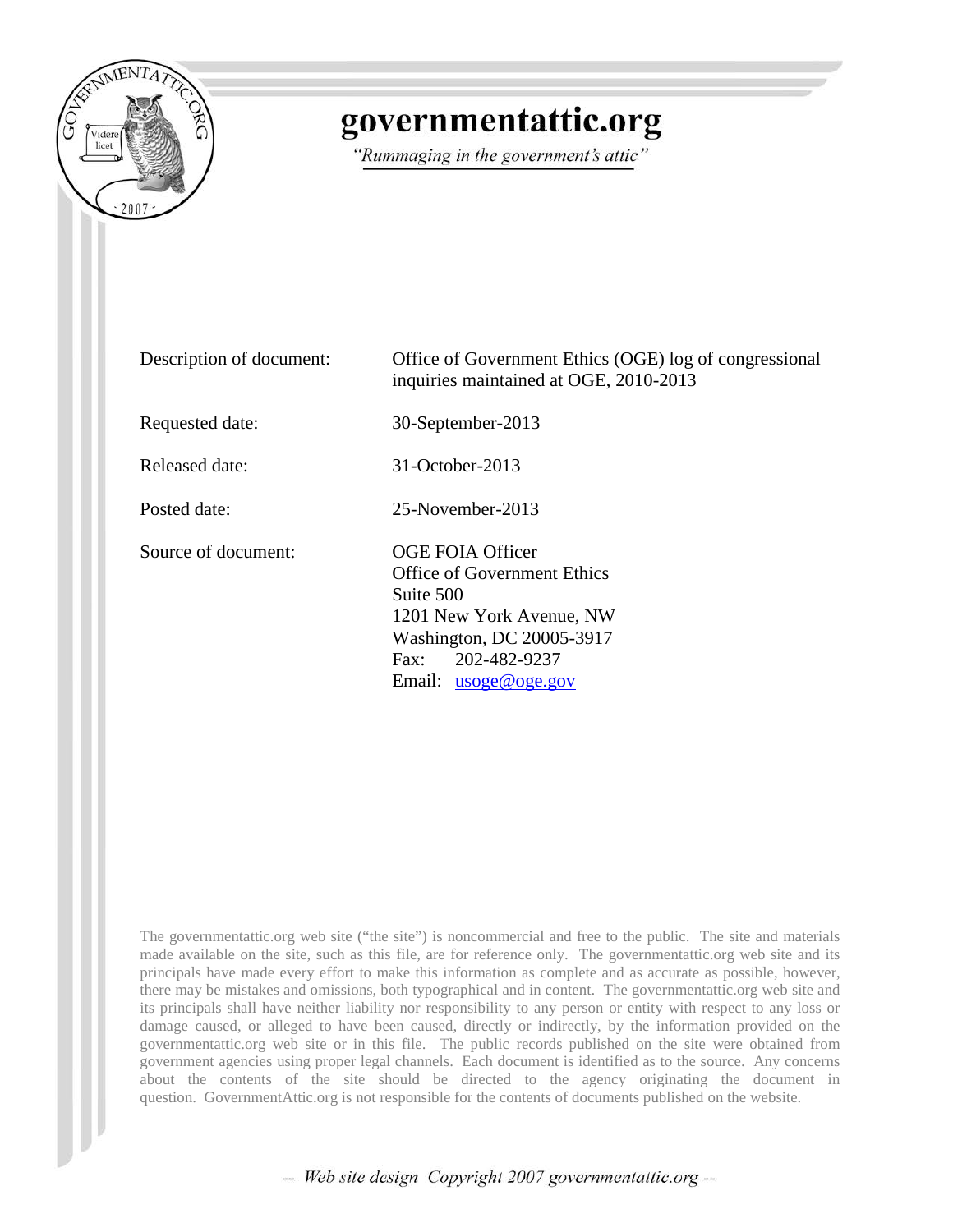# governmentattic.org

*"Rummaging in the government's attic"*

| | |
|---|---|
| Description of document: | Office of Government Ethics (OGE) log of congressional inquiries maintained at OGE, 2010-2013 |
| Requested date: | 30-September-2013 |
| Released date: | 31-October-2013 |
| Posted date: | 25-November-2013 |
| Source of document: | OGE FOIA Officer<br>Office of Government Ethics<br>Suite 500<br>1201 New York Avenue, NW<br>Washington, DC 20005-3917<br>Fax: 202-482-9237<br>Email: usoge@oge.gov |

The governmentattic.org web site ("the site") is noncommercial and free to the public. The site and materials made available on the site, such as this file, are for reference only. The governmentattic.org web site and its principals have made every effort to make this information as complete and as accurate as possible, however, there may be mistakes and omissions, both typographical and in content. The governmentattic.org web site and its principals shall have neither liability nor responsibility to any person or entity with respect to any loss or damage caused, or alleged to have been caused, directly or indirectly, by the information provided on the governmentattic.org web site or in this file. The public records published on the site were obtained from government agencies using proper legal channels. Each document is identified as to the source. Any concerns about the contents of the site should be directed to the agency originating the document in question. GovernmentAttic.org is not responsible for the contents of documents published on the website.

-- Web site design Copyright 2007 governmentattic.org --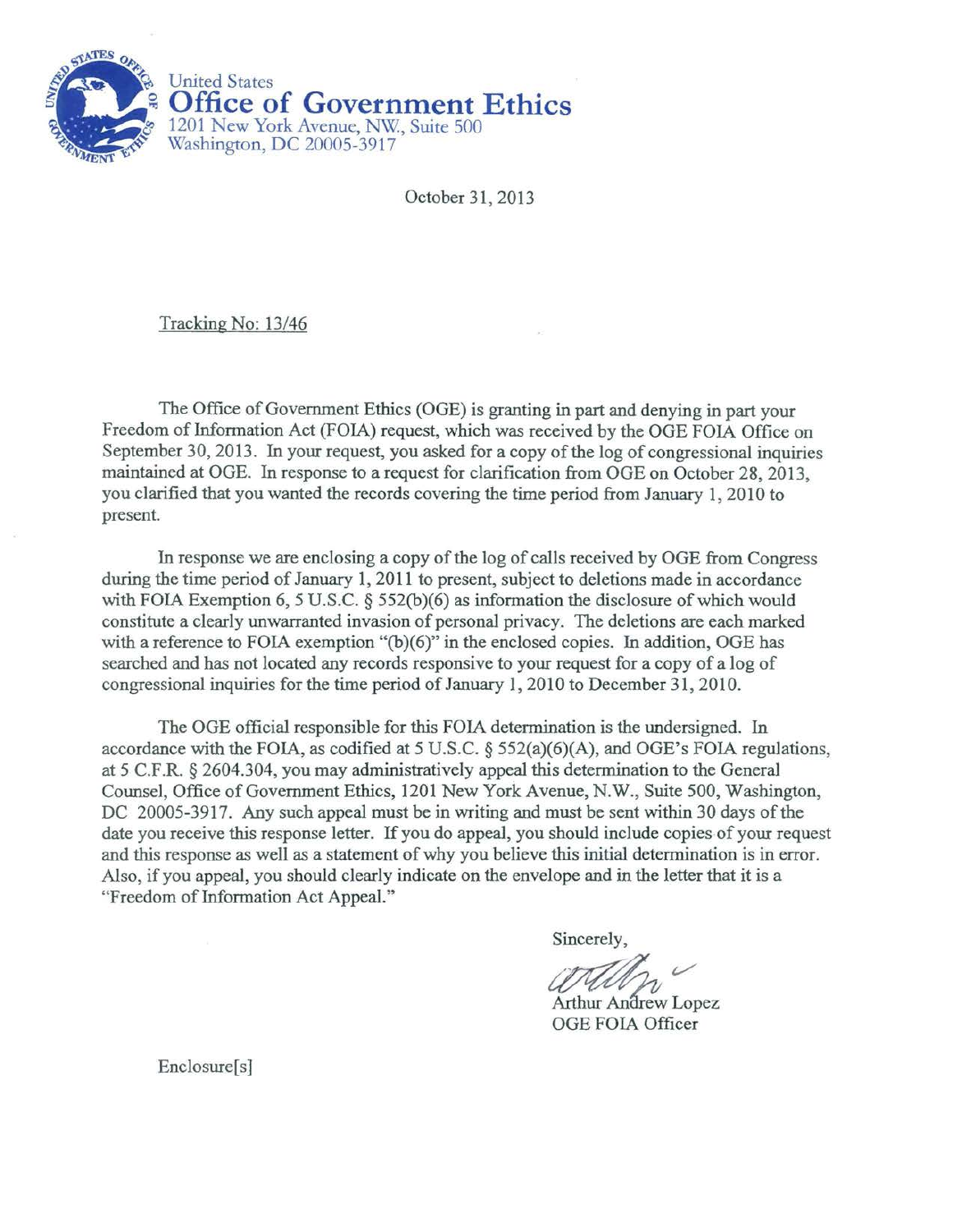United States
**Office of Government Ethics**
1201 New York Avenue, NW., Suite 500
Washington, DC 20005-3917

October 31, 2013

Tracking No: 13/46

The Office of Government Ethics (OGE) is granting in part and denying in part your Freedom of Information Act (FOIA) request, which was received by the OGE FOIA Office on September 30, 2013. In your request, you asked for a copy of the log of congressional inquiries maintained at OGE. In response to a request for clarification from OGE on October 28, 2013, you clarified that you wanted the records covering the time period from January 1, 2010 to present.

In response we are enclosing a copy of the log of calls received by OGE from Congress during the time period of January 1, 2011 to present, subject to deletions made in accordance with FOIA Exemption 6, 5 U.S.C. § 552(b)(6) as information the disclosure of which would constitute a clearly unwarranted invasion of personal privacy. The deletions are each marked with a reference to FOIA exemption "(b)(6)" in the enclosed copies. In addition, OGE has searched and has not located any records responsive to your request for a copy of a log of congressional inquiries for the time period of January 1, 2010 to December 31, 2010.

The OGE official responsible for this FOIA determination is the undersigned. In accordance with the FOIA, as codified at 5 U.S.C. § 552(a)(6)(A), and OGE's FOIA regulations, at 5 C.F.R. § 2604.304, you may administratively appeal this determination to the General Counsel, Office of Government Ethics, 1201 New York Avenue, N.W., Suite 500, Washington, DC 20005-3917. Any such appeal must be in writing and must be sent within 30 days of the date you receive this response letter. If you do appeal, you should include copies of your request and this response as well as a statement of why you believe this initial determination is in error. Also, if you appeal, you should clearly indicate on the envelope and in the letter that it is a "Freedom of Information Act Appeal."

Sincerely,

Arthur Andrew Lopez
OGE FOIA Officer

Enclosure[s]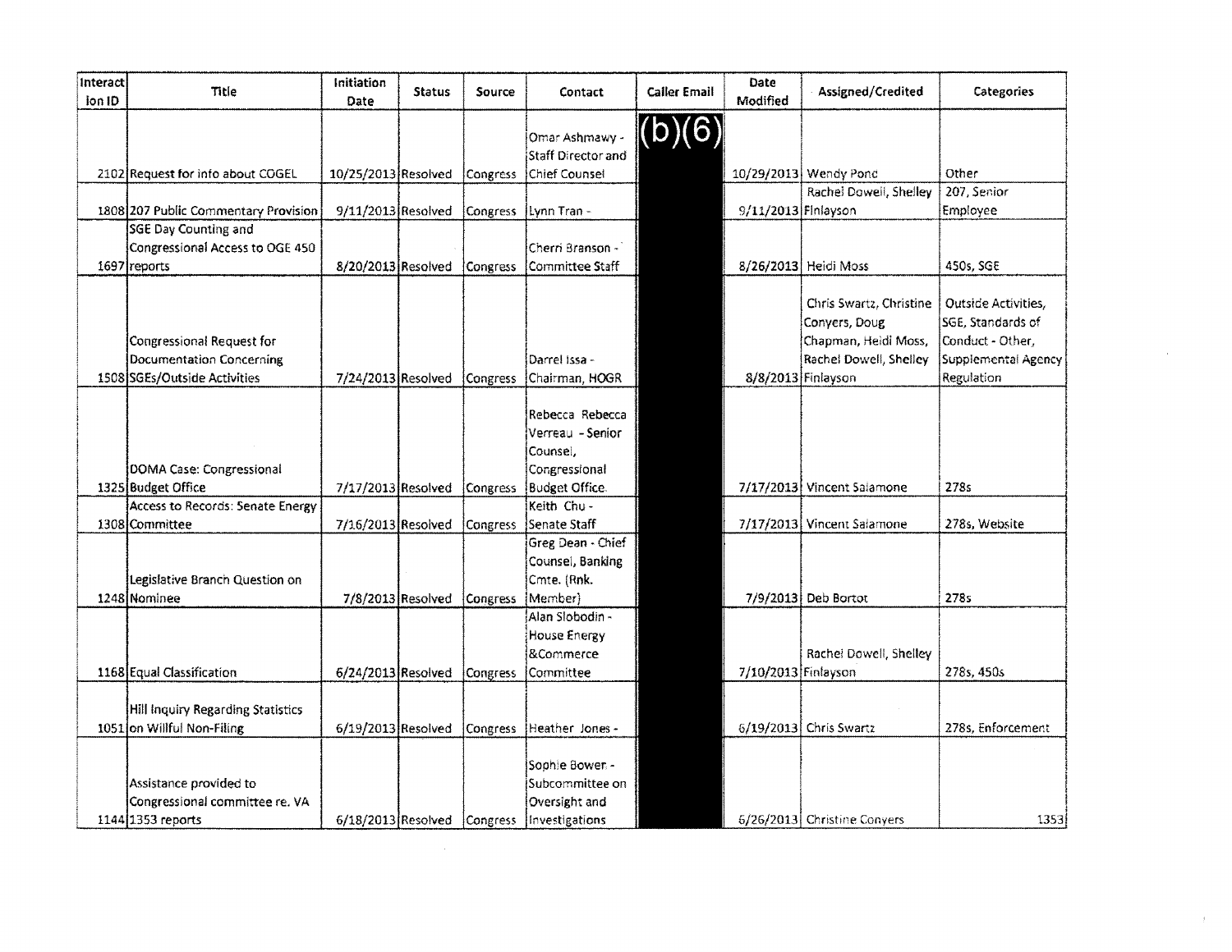| Interaction ID | Title | Initiation Date | Status | Source | Contact | Caller Email | Date Modified | Assigned/Credited | Categories |
|---|---|---|---|---|---|---|---|---|---|
| 2102 | Request for info about COGEL | 10/25/2013 | Resolved | Congress | Omar Ashmawy - Staff Director and Chief Counsel | (b)(6) | 10/29/2013 | Wendy Pond | Other |
| 1808 | 207 Public Commentary Provision | 9/11/2013 | Resolved | Congress | Lynn Tran - | | 9/11/2013 | Rachel Dowell, Shelley Finlayson | 207, Senior Employee |
| 1697 | SGE Day Counting and Congressional Access to OGE 450 reports | 8/20/2013 | Resolved | Congress | Cherri Branson - Committee Staff | | 8/26/2013 | Heidi Moss | 450s, SGE |
| 1508 | Congressional Request for Documentation Concerning SGEs/Outside Activities | 7/24/2013 | Resolved | Congress | Darrel Issa - Chairman, HOGR | | 8/8/2013 | Chris Swartz, Christine Conyers, Doug Chapman, Heidi Moss, Rachel Dowell, Shelley Finlayson | Outside Activities, SGE, Standards of Conduct - Other, Supplemental Agency Regulation |
| 1325 | DOMA Case: Congressional Budget Office | 7/17/2013 | Resolved | Congress | Rebecca Rebecca Verreau - Senior Counsel, Congressional Budget Office | | 7/17/2013 | Vincent Salamone | 278s |
| 1308 | Access to Records: Senate Energy Committee | 7/16/2013 | Resolved | Congress | Keith Chu - Senate Staff | | 7/17/2013 | Vincent Salamone | 278s, Website |
| 1248 | Legislative Branch Question on Nominee | 7/8/2013 | Resolved | Congress | Greg Dean - Chief Counsel, Banking Cmte. (Rnk. Member) | | 7/9/2013 | Deb Bortot | 278s |
| 1168 | Equal Classification | 6/24/2013 | Resolved | Congress | Alan Slobodin - House Energy &Commerce Committee | | 7/10/2013 | Rachel Dowell, Shelley Finlayson | 278s, 450s |
| 1051 | Hill Inquiry Regarding Statistics on Willful Non-Filing | 6/19/2013 | Resolved | Congress | Heather Jones - | | 6/19/2013 | Chris Swartz | 278s, Enforcement |
| 1144 | Assistance provided to Congressional committee re. VA 1353 reports | 6/18/2013 | Resolved | Congress | Sophie Bower - Subcommittee on Oversight and Investigations | | 6/26/2013 | Christine Conyers | 1353 |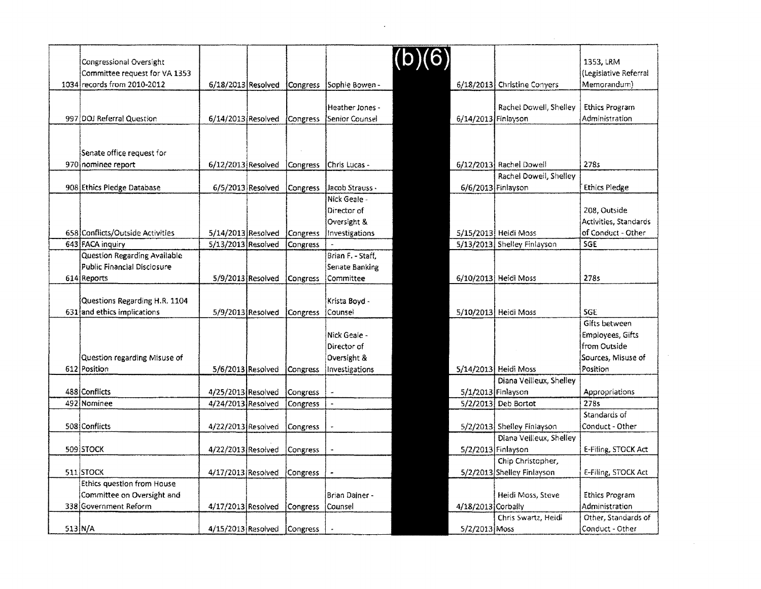| | | | | | | | | | |
|---|---|---|---|---|---|---|---|---|---|
| 1034 | Congressional Oversight Committee request for VA 1353 records from 2010-2012 | 6/18/2013 | Resolved | Congress | Sophie Bowen - | (b)(6) | 6/18/2013 | Christine Conyers | 1353, LRM (Legislative Referral Memorandum) |
| 997 | DOJ Referral Question | 6/14/2013 | Resolved | Congress | Heather Jones - Senior Counsel | | 6/14/2013 | Rachel Dowell, Shelley Finlayson | Ethics Program Administration |
| 970 | Senate office request for nominee report | 6/12/2013 | Resolved | Congress | Chris Lucas - | | 6/12/2013 | Rachel Dowell | 278s |
| 908 | Ethics Pledge Database | 6/5/2013 | Resolved | Congress | Jacob Strauss - | | 6/6/2013 | Rachel Dowell, Shelley Finlayson | Ethics Pledge |
| 658 | Conflicts/Outside Activities | 5/14/2013 | Resolved | Congress | Nick Geale - Director of Oversight & Investigations | | 5/15/2013 | Heidi Moss | 208, Outside Activities, Standards of Conduct - Other |
| 643 | FACA inquiry | 5/13/2013 | Resolved | Congress | - | | 5/13/2013 | Shelley Finlayson | SGE |
| 614 | Question Regarding Available Public Financial Disclosure Reports | 5/9/2013 | Resolved | Congress | Brian F. - Staff, Senate Banking Committee | | 6/10/2013 | Heidi Moss | 278s |
| 631 | Questions Regarding H.R. 1104 and ethics implications | 5/9/2013 | Resolved | Congress | Krista Boyd - Counsel | | 5/10/2013 | Heidi Moss | SGE |
| 612 | Question regarding Misuse of Position | 5/6/2013 | Resolved | Congress | Nick Geale - Director of Oversight & Investigations | | 5/14/2013 | Heidi Moss | Gifts between Employees, Gifts from Outside Sources, Misuse of Position |
| 488 | Conflicts | 4/25/2013 | Resolved | Congress | - | | 5/1/2013 | Diana Veilleux, Shelley Finlayson | Appropriations |
| 492 | Nominee | 4/24/2013 | Resolved | Congress | - | | 5/2/2013 | Deb Bortot | 278s |
| 508 | Conflicts | 4/22/2013 | Resolved | Congress | - | | 5/2/2013 | Shelley Finlayson | Standards of Conduct - Other |
| 509 | STOCK | 4/22/2013 | Resolved | Congress | - | | 5/2/2013 | Diana Veilleux, Shelley Finlayson | E-Filing, STOCK Act |
| 511 | STOCK | 4/17/2013 | Resolved | Congress | - | | 5/2/2013 | Chip Christopher, Shelley Finlayson | E-Filing, STOCK Act |
| 338 | Ethics question from House Committee on Oversight and Government Reform | 4/17/2013 | Resolved | Congress | Brian Dalner - Counsel | | 4/18/2013 | Heidi Moss, Steve Corbally | Ethics Program Administration |
| 513 | N/A | 4/15/2013 | Resolved | Congress | - | | 5/2/2013 | Chris Swartz, Heidi Moss | Other, Standards of Conduct - Other |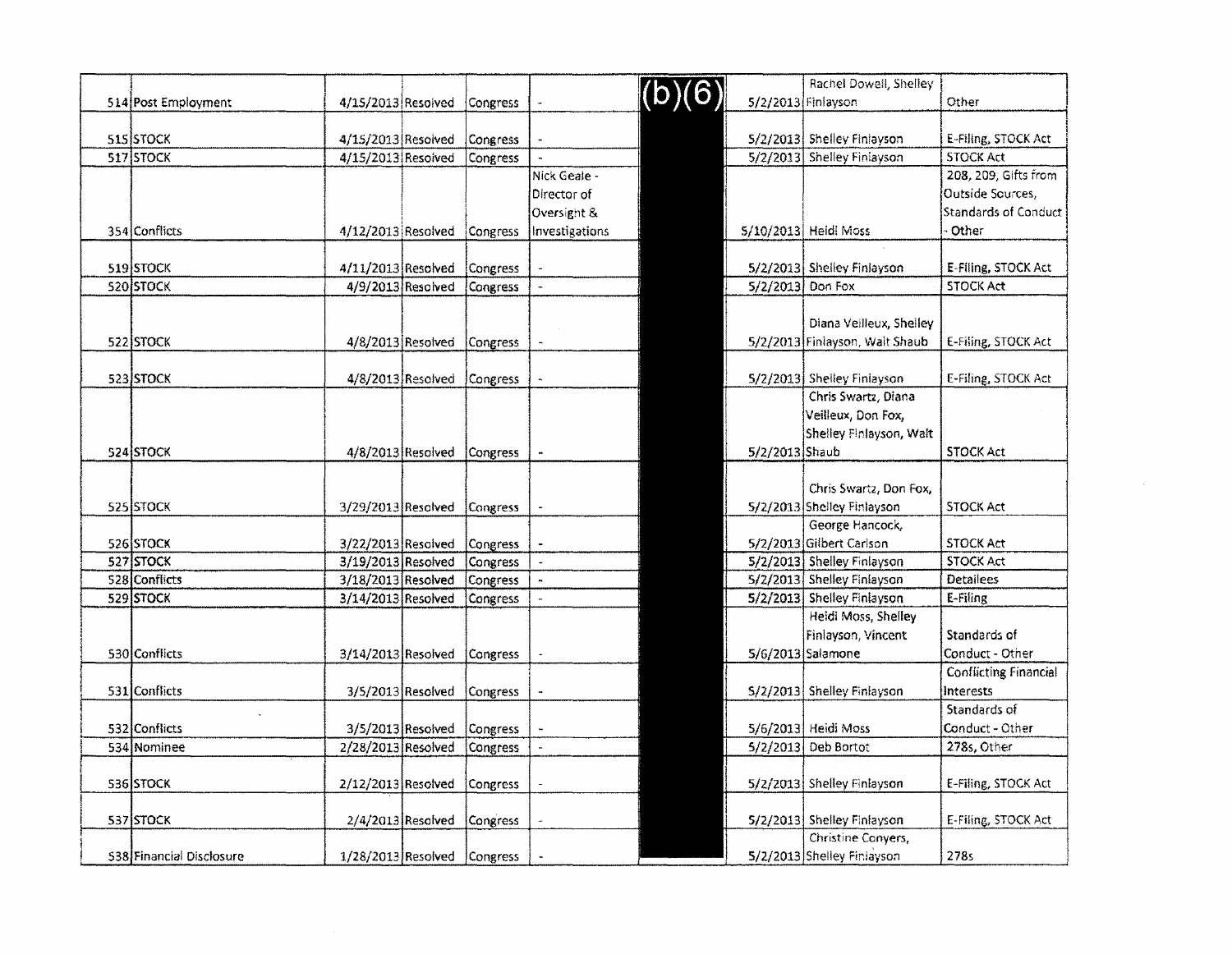| | | | | | | | | | |
|---|---|---|---|---|---|---|---|---|---|
| 514 | Post Employment | 4/15/2013 | Resolved | Congress | - | (b)(6) | 5/2/2013 | Rachel Dowell, Shelley Finlayson | Other |
| 515 | STOCK | 4/15/2013 | Resolved | Congress | - | | 5/2/2013 | Shelley Finlayson | E-Filing, STOCK Act |
| 517 | STOCK | 4/15/2013 | Resolved | Congress | - | | 5/2/2013 | Shelley Finlayson | STOCK Act |
| 354 | Conflicts | 4/12/2013 | Resolved | Congress | Nick Geale - Director of Oversight & Investigations | | 5/10/2013 | Heidi Moss | 208, 209, Gifts from Outside Sources, Standards of Conduct - Other |
| 519 | STOCK | 4/11/2013 | Resolved | Congress | - | | 5/2/2013 | Shelley Finlayson | E-Filing, STOCK Act |
| 520 | STOCK | 4/9/2013 | Resolved | Congress | - | | 5/2/2013 | Don Fox | STOCK Act |
| 522 | STOCK | 4/8/2013 | Resolved | Congress | - | | 5/2/2013 | Diana Veilleux, Shelley Finlayson, Walt Shaub | E-Filing, STOCK Act |
| 523 | STOCK | 4/8/2013 | Resolved | Congress | - | | 5/2/2013 | Shelley Finlayson | E-Filing, STOCK Act |
| 524 | STOCK | 4/8/2013 | Resolved | Congress | - | | 5/2/2013 | Chris Swartz, Diana Veilleux, Don Fox, Shelley Finlayson, Walt Shaub | STOCK Act |
| 525 | STOCK | 3/29/2013 | Resolved | Congress | - | | 5/2/2013 | Chris Swartz, Don Fox, Shelley Finlayson | STOCK Act |
| 526 | STOCK | 3/22/2013 | Resolved | Congress | - | | 5/2/2013 | George Hancock, Gilbert Carlson | STOCK Act |
| 527 | STOCK | 3/19/2013 | Resolved | Congress | - | | 5/2/2013 | Shelley Finlayson | STOCK Act |
| 528 | Conflicts | 3/18/2013 | Resolved | Congress | - | | 5/2/2013 | Shelley Finlayson | Detailees |
| 529 | STOCK | 3/14/2013 | Resolved | Congress | - | | 5/2/2013 | Shelley Finlayson | E-Filing |
| 530 | Conflicts | 3/14/2013 | Resolved | Congress | - | | 5/6/2013 | Heidi Moss, Shelley Finlayson, Vincent Salamone | Standards of Conduct - Other |
| 531 | Conflicts | 3/5/2013 | Resolved | Congress | - | | 5/2/2013 | Shelley Finlayson | Conflicting Financial Interests |
| 532 | Conflicts | 3/5/2013 | Resolved | Congress | - | | 5/6/2013 | Heidi Moss | Standards of Conduct - Other |
| 534 | Nominee | 2/28/2013 | Resolved | Congress | - | | 5/2/2013 | Deb Bortot | 278s, Other |
| 536 | STOCK | 2/12/2013 | Resolved | Congress | - | | 5/2/2013 | Shelley Finlayson | E-Filing, STOCK Act |
| 537 | STOCK | 2/4/2013 | Resolved | Congress | - | | 5/2/2013 | Shelley Finlayson | E-Filing, STOCK Act |
| 538 | Financial Disclosure | 1/28/2013 | Resolved | Congress | - | | 5/2/2013 | Christine Conyers, Shelley Finlayson | 278s |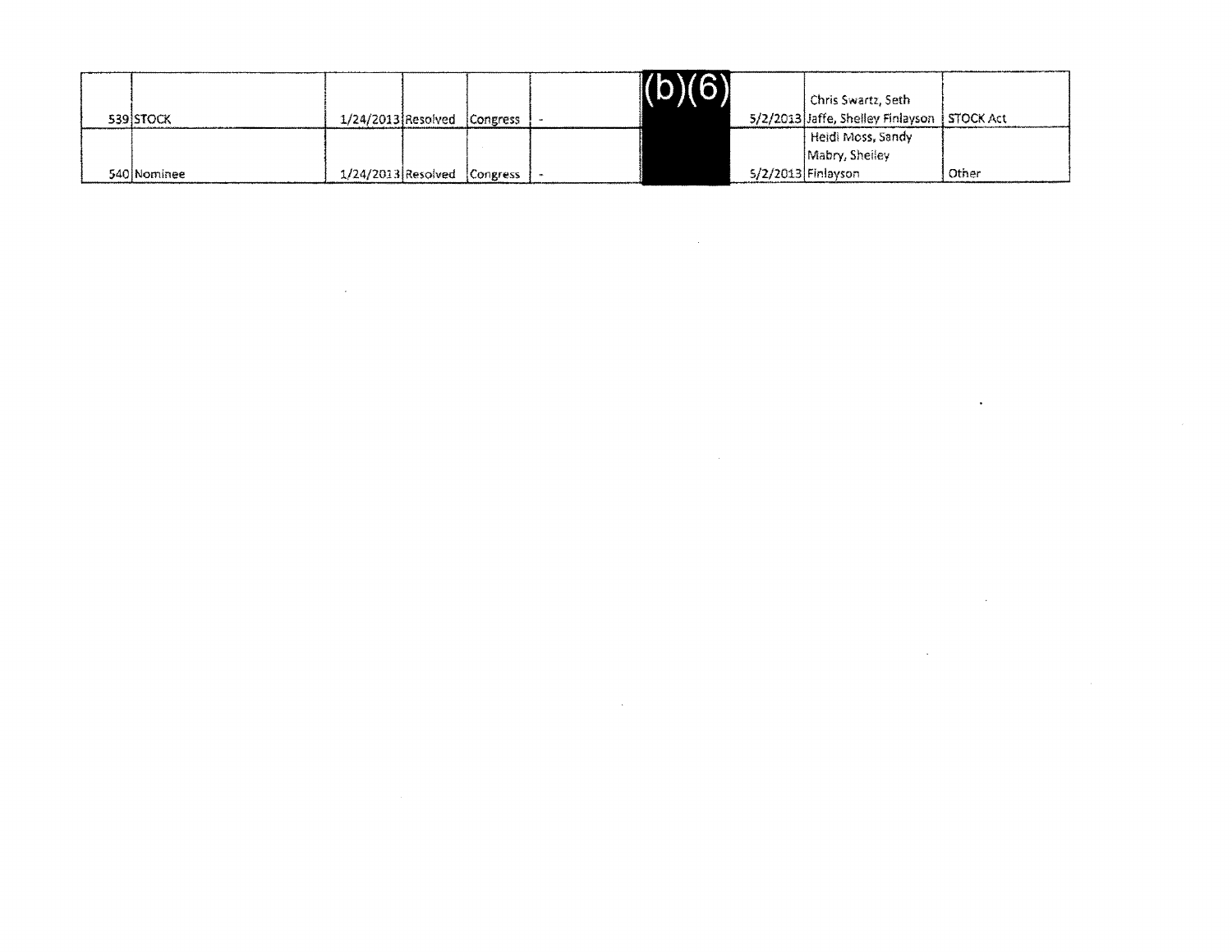| | | | | | | | | | |
|---|---|---|---|---|---|---|---|---|---|
| 539 | STOCK | 1/24/2013 | Resolved | Congress | - | (b)(6) | 5/2/2013 | Chris Swartz, Seth Jaffe, Shelley Finlayson | STOCK Act |
| 540 | Nominee | 1/24/2013 | Resolved | Congress | - | | 5/2/2013 | Heidi Moss, Sandy Mabry, Shelley Finlayson | Other |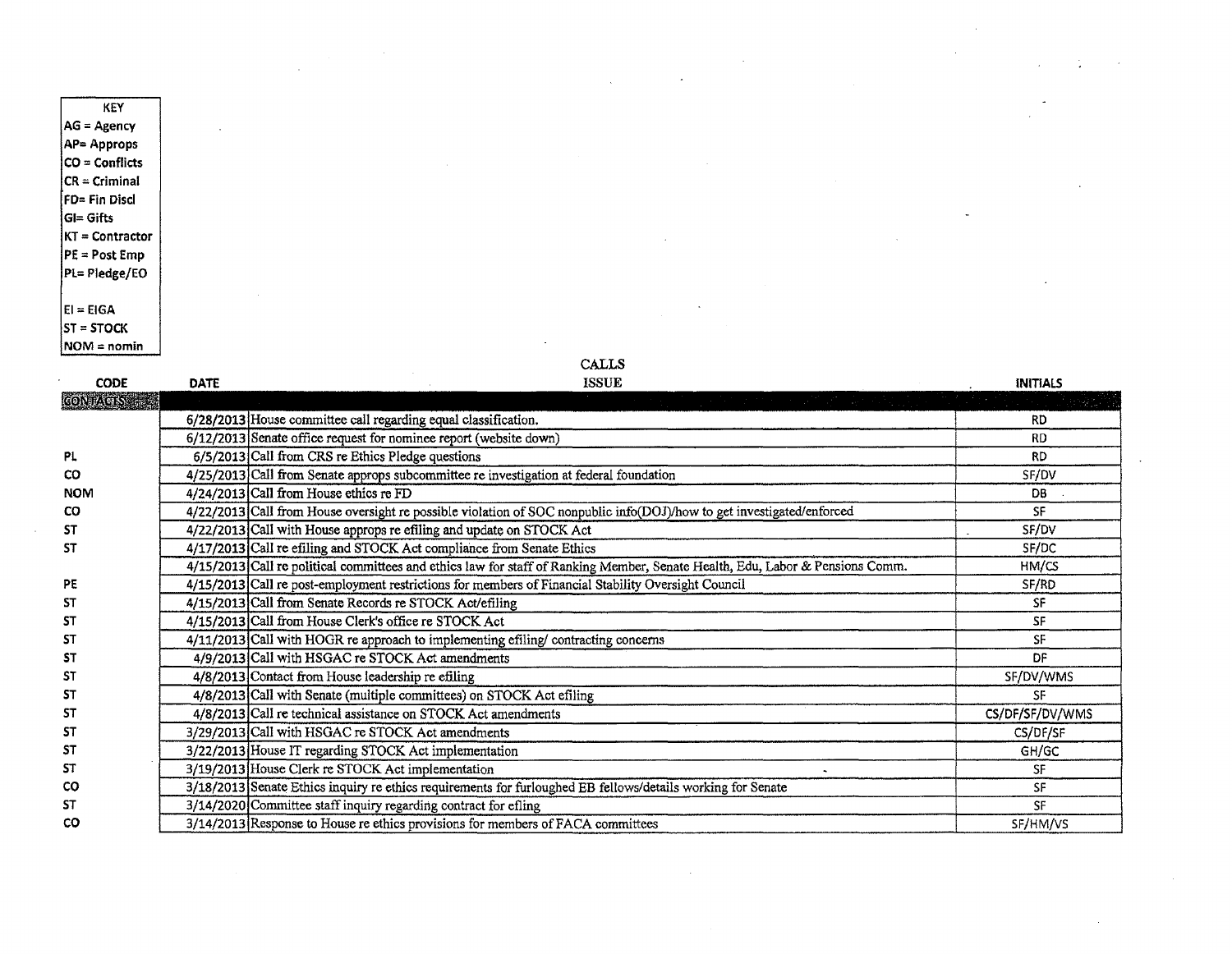| KEY |
|---|
| AG = Agency |
| AP= Approps |
| CO = Conflicts |
| CR = Criminal |
| FD= Fin Discl |
| GI= Gifts |
| KT = Contractor |
| PE = Post Emp |
| PL= Pledge/EO |
| |
| EI = EIGA |
| ST = STOCK |
| NOM = nomin |

CALLS

| CODE | DATE | ISSUE | INITIALS |
|---|---|---|---|
| CONTACTS | | | |
| | 6/28/2013 | House committee call regarding equal classification. | RD |
| | 6/12/2013 | Senate office request for nominee report (website down) | RD |
| PL | 6/5/2013 | Call from CRS re Ethics Pledge questions | RD |
| CO | 4/25/2013 | Call from Senate approps subcommittee re investigation at federal foundation | SF/DV |
| NOM | 4/24/2013 | Call from House ethics re FD | DB |
| CO | 4/22/2013 | Call from House oversight re possible violation of SOC nonpublic info(DOJ)/how to get investigated/enforced | SF |
| ST | 4/22/2013 | Call with House approps re efiling and update on STOCK Act | SF/DV |
| ST | 4/17/2013 | Call re efiling and STOCK Act compliance from Senate Ethics | SF/DC |
| | 4/15/2013 | Call re political committees and ethics law for staff of Ranking Member, Senate Health, Edu, Labor & Pensions Comm. | HM/CS |
| PE | 4/15/2013 | Call re post-employment restrictions for members of Financial Stability Oversight Council | SF/RD |
| ST | 4/15/2013 | Call from Senate Records re STOCK Act/efiling | SF |
| ST | 4/15/2013 | Call from House Clerk's office re STOCK Act | SF |
| ST | 4/11/2013 | Call with HOGR re approach to implementing efiling/ contracting concerns | SF |
| ST | 4/9/2013 | Call with HSGAC re STOCK Act amendments | DF |
| ST | 4/8/2013 | Contact from House leadership re efiling | SF/DV/WMS |
| ST | 4/8/2013 | Call with Senate (multiple committees) on STOCK Act efiling | SF |
| ST | 4/8/2013 | Call re technical assistance on STOCK Act amendments | CS/DF/SF/DV/WMS |
| ST | 3/29/2013 | Call with HSGAC re STOCK Act amendments | CS/DF/SF |
| ST | 3/22/2013 | House IT regarding STOCK Act implementation | GH/GC |
| ST | 3/19/2013 | House Clerk re STOCK Act implementation | SF |
| CO | 3/18/2013 | Senate Ethics inquiry re ethics requirements for furloughed EB fellows/details working for Senate | SF |
| ST | 3/14/2020 | Committee staff inquiry regarding contract for efling | SF |
| CO | 3/14/2013 | Response to House re ethics provisions for members of FACA committees | SF/HM/VS |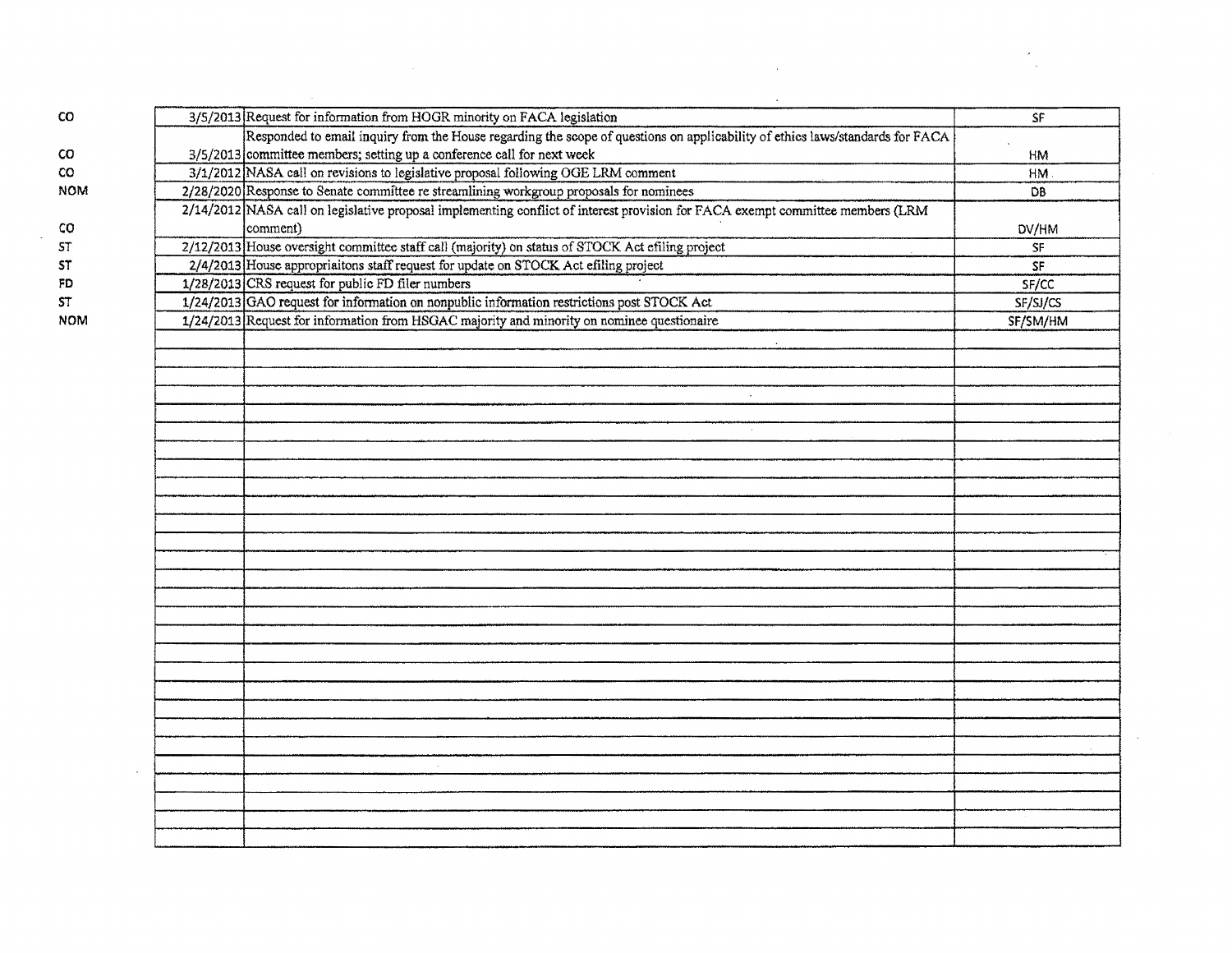| | | | |
|---|---|---|---|
| CO | 3/5/2013 | Request for information from HOGR minority on FACA legislation | SF |
| CO | 3/5/2013 | Responded to email inquiry from the House regarding the scope of questions on applicability of ethics laws/standards for FACA committee members; setting up a conference call for next week | HM |
| CO | 3/1/2012 | NASA call on revisions to legislative proposal following OGE LRM comment | HM |
| NOM | 2/28/2020 | Response to Senate committee re streamlining workgroup proposals for nominees | DB |
| CO | 2/14/2012 | NASA call on legislative proposal implementing conflict of interest provision for FACA exempt committee members (LRM comment) | DV/HM |
| ST | 2/12/2013 | House oversight committee staff call (majority) on status of STOCK Act efiling project | SF |
| ST | 2/4/2013 | House appropriaitons staff request for update on STOCK Act efiling project | SF |
| FD | 1/28/2013 | CRS request for public FD filer numbers | SF/CC |
| ST | 1/24/2013 | GAO request for information on nonpublic information restrictions post STOCK Act | SF/SJ/CS |
| NOM | 1/24/2013 | Request for information from HSGAC majority and minority on nominee questionaire | SF/SM/HM |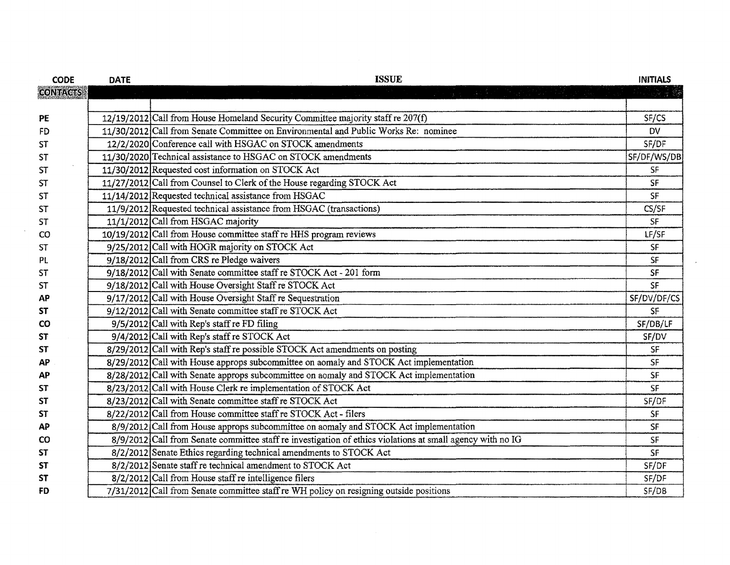| CODE | DATE | ISSUE | INITIALS |
| --- | --- | --- | --- |
| CONTACTS | | | |
| | | | |
| PE | 12/19/2012 | Call from House Homeland Security Committee majority staff re 207(f) | SF/CS |
| FD | 11/30/2012 | Call from Senate Committee on Environmental and Public Works Re: nominee | DV |
| ST | 12/2/2020 | Conference call with HSGAC on STOCK amendments | SF/DF |
| ST | 11/30/2020 | Technical assistance to HSGAC on STOCK amendments | SF/DF/WS/DB |
| ST | 11/30/2012 | Requested cost information on STOCK Act | SF |
| ST | 11/27/2012 | Call from Counsel to Clerk of the House regarding STOCK Act | SF |
| ST | 11/14/2012 | Requested technical assistance from HSGAC | SF |
| ST | 11/9/2012 | Requested technical assistance from HSGAC (transactions) | CS/SF |
| ST | 11/1/2012 | Call from HSGAC majority | SF |
| CO | 10/19/2012 | Call from House committee staff re HHS program reviews | LF/SF |
| ST | 9/25/2012 | Call with HOGR majority on STOCK Act | SF |
| PL | 9/18/2012 | Call from CRS re Pledge waivers | SF |
| ST | 9/18/2012 | Call with Senate committee staff re STOCK Act - 201 form | SF |
| ST | 9/18/2012 | Call with House Oversight Staff re STOCK Act | SF |
| AP | 9/17/2012 | Call with House Oversight Staff re Sequestration | SF/DV/DF/CS |
| ST | 9/12/2012 | Call with Senate committee staff re STOCK Act | SF |
| CO | 9/5/2012 | Call with Rep's staff re FD filing | SF/DB/LF |
| ST | 9/4/2012 | Call with Rep's staff re STOCK Act | SF/DV |
| ST | 8/29/2012 | Call with Rep's staff re possible STOCK Act amendments on posting | SF |
| AP | 8/29/2012 | Call with House approps subcommittee on aomaly and STOCK Act implementation | SF |
| AP | 8/28/2012 | Call with Senate approps subcommittee on aomaly and STOCK Act implementation | SF |
| ST | 8/23/2012 | Call with House Clerk re implementation of STOCK Act | SF |
| ST | 8/23/2012 | Call with Senate committee staff re STOCK Act | SF/DF |
| ST | 8/22/2012 | Call from House committee staff re STOCK Act - filers | SF |
| AP | 8/9/2012 | Call from House approps subcommittee on aomaly and STOCK Act implementation | SF |
| CO | 8/9/2012 | Call from Senate committee staff re investigation of ethics violations at small agency with no IG | SF |
| ST | 8/2/2012 | Senate Ethics regarding technical amendments to STOCK Act | SF |
| ST | 8/2/2012 | Senate staff re technical amendment to STOCK Act | SF/DF |
| ST | 8/2/2012 | Call from House staff re intelligence filers | SF/DF |
| FD | 7/31/2012 | Call from Senate committee staff re WH policy on resigning outside positions | SF/DB |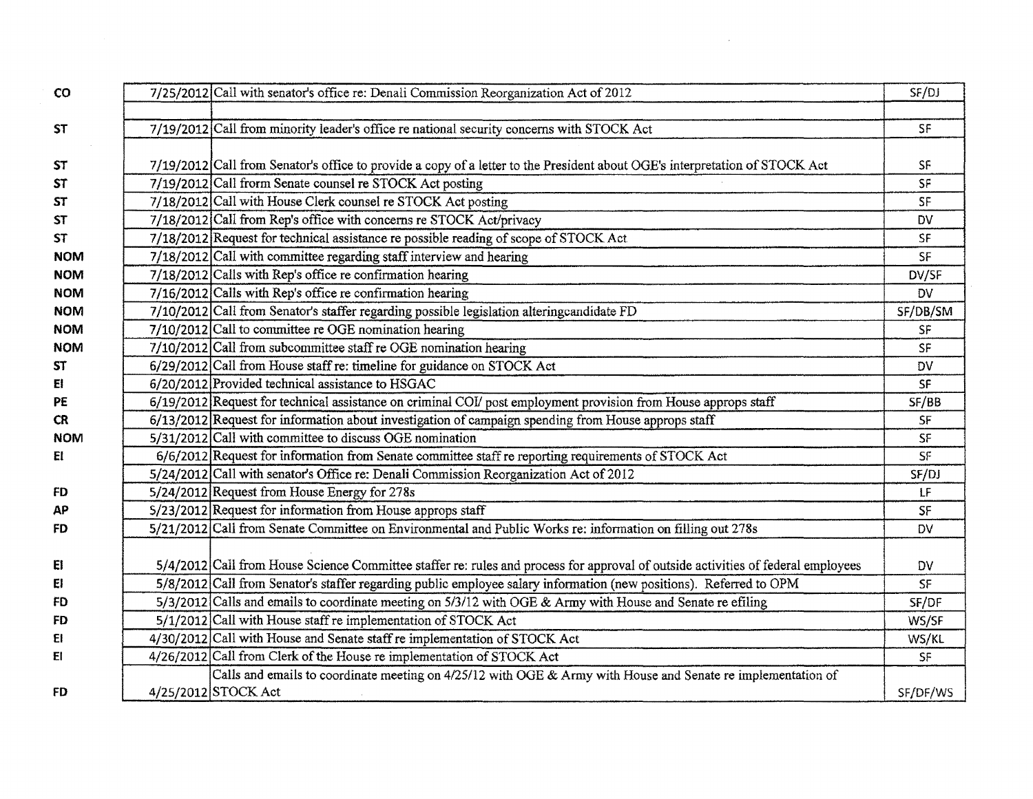| | | | |
|---|---|---|---|
| CO | 7/25/2012 | Call with senator's office re: Denali Commission Reorganization Act of 2012 | SF/DJ |
| | | | |
| ST | 7/19/2012 | Call from minority leader's office re national security concerns with STOCK Act | SF |
| ST | 7/19/2012 | Call from Senator's office to provide a copy of a letter to the President about OGE's interpretation of STOCK Act | SF |
| ST | 7/19/2012 | Call frorm Senate counsel re STOCK Act posting | SF |
| ST | 7/18/2012 | Call with House Clerk counsel re STOCK Act posting | SF |
| ST | 7/18/2012 | Call from Rep's office with concerns re STOCK Act/privacy | DV |
| ST | 7/18/2012 | Request for technical assistance re possible reading of scope of STOCK Act | SF |
| NOM | 7/18/2012 | Call with committee regarding staff interview and hearing | SF |
| NOM | 7/18/2012 | Calls with Rep's office re confirmation hearing | DV/SF |
| NOM | 7/16/2012 | Calls with Rep's office re confirmation hearing | DV |
| NOM | 7/10/2012 | Call from Senator's staffer regarding possible legislation alteringcandidate FD | SF/DB/SM |
| NOM | 7/10/2012 | Call to committee re OGE nomination hearing | SF |
| NOM | 7/10/2012 | Call from subcommittee staff re OGE nomination hearing | SF |
| ST | 6/29/2012 | Call from House staff re: timeline for guidance on STOCK Act | DV |
| EI | 6/20/2012 | Provided technical assistance to HSGAC | SF |
| PE | 6/19/2012 | Request for technical assistance on criminal COI/ post employment provision from House approps staff | SF/BB |
| CR | 6/13/2012 | Request for information about investigation of campaign spending from House approps staff | SF |
| NOM | 5/31/2012 | Call with committee to discuss OGE nomination | SF |
| EI | 6/6/2012 | Request for information from Senate committee staff re reporting requirements of STOCK Act | SF |
| | 5/24/2012 | Call with senator's Office re: Denali Commission Reorganization Act of 2012 | SF/DJ |
| FD | 5/24/2012 | Request from House Energy for 278s | LF |
| AP | 5/23/2012 | Request for information from House approps staff | SF |
| FD | 5/21/2012 | Call from Senate Committee on Environmental and Public Works re: information on filling out 278s | DV |
| EI | 5/4/2012 | Call from House Science Committee staffer re: rules and process for approval of outside activities of federal employees | DV |
| EI | 5/8/2012 | Call from Senator's staffer regarding public employee salary information (new positions). Referred to OPM | SF |
| FD | 5/3/2012 | Calls and emails to coordinate meeting on 5/3/12 with OGE & Army with House and Senate re efiling | SF/DF |
| FD | 5/1/2012 | Call with House staff re implementation of STOCK Act | WS/SF |
| EI | 4/30/2012 | Call with House and Senate staff re implementation of STOCK Act | WS/KL |
| EI | 4/26/2012 | Call from Clerk of the House re implementation of STOCK Act | SF |
| FD | 4/25/2012 | Calls and emails to coordinate meeting on 4/25/12 with OGE & Army with House and Senate re implementation of STOCK Act | SF/DF/WS |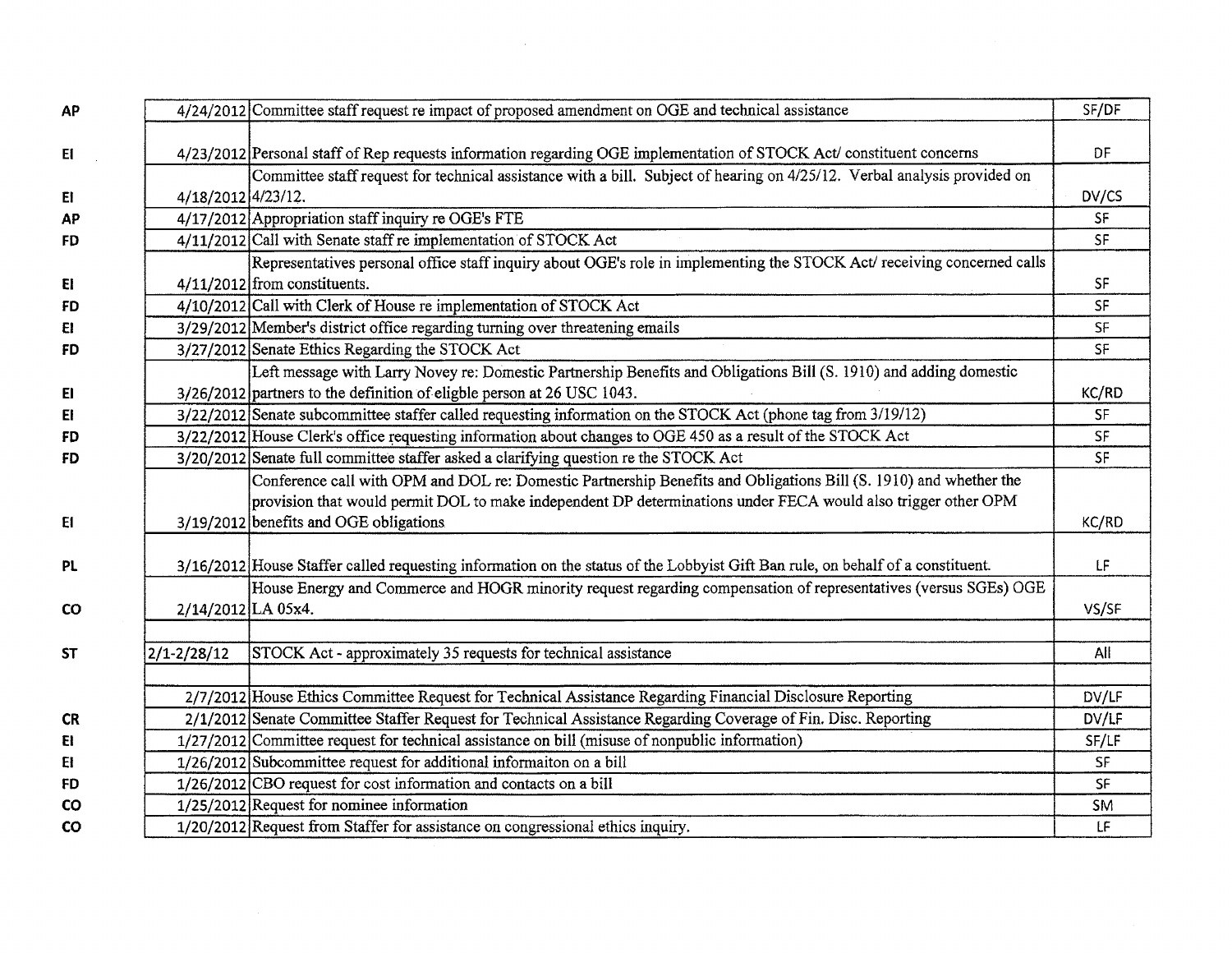| | | | |
|---|---|---|---|
| AP | 4/24/2012 | Committee staff request re impact of proposed amendment on OGE and technical assistance | SF/DF |
| EI | 4/23/2012 | Personal staff of Rep requests information regarding OGE implementation of STOCK Act/ constituent concerns | DF |
| EI | 4/18/2012 | Committee staff request for technical assistance with a bill. Subject of hearing on 4/25/12. Verbal analysis provided on 4/23/12. | DV/CS |
| AP | 4/17/2012 | Appropriation staff inquiry re OGE's FTE | SF |
| FD | 4/11/2012 | Call with Senate staff re implementation of STOCK Act | SF |
| EI | 4/11/2012 | Representatives personal office staff inquiry about OGE's role in implementing the STOCK Act/ receiving concerned calls from constituents. | SF |
| FD | 4/10/2012 | Call with Clerk of House re implementation of STOCK Act | SF |
| EI | 3/29/2012 | Member's district office regarding turning over threatening emails | SF |
| FD | 3/27/2012 | Senate Ethics Regarding the STOCK Act | SF |
| EI | 3/26/2012 | Left message with Larry Novey re: Domestic Partnership Benefits and Obligations Bill (S. 1910) and adding domestic partners to the definition of eligible person at 26 USC 1043. | KC/RD |
| EI | 3/22/2012 | Senate subcommittee staffer called requesting information on the STOCK Act (phone tag from 3/19/12) | SF |
| FD | 3/22/2012 | House Clerk's office requesting information about changes to OGE 450 as a result of the STOCK Act | SF |
| FD | 3/20/2012 | Senate full committee staffer asked a clarifying question re the STOCK Act | SF |
| EI | 3/19/2012 | Conference call with OPM and DOL re: Domestic Partnership Benefits and Obligations Bill (S. 1910) and whether the provision that would permit DOL to make independent DP determinations under FECA would also trigger other OPM benefits and OGE obligations | KC/RD |
| PL | 3/16/2012 | House Staffer called requesting information on the status of the Lobbyist Gift Ban rule, on behalf of a constituent. | LF |
| CO | 2/14/2012 | House Energy and Commerce and HOGR minority request regarding compensation of representatives (versus SGEs) OGE LA 05x4. | VS/SF |
| | | | |
| ST | 2/1-2/28/12 | STOCK Act - approximately 35 requests for technical assistance | All |
| | | | |
| | 2/7/2012 | House Ethics Committee Request for Technical Assistance Regarding Financial Disclosure Reporting | DV/LF |
| CR | 2/1/2012 | Senate Committee Staffer Request for Technical Assistance Regarding Coverage of Fin. Disc. Reporting | DV/LF |
| EI | 1/27/2012 | Committee request for technical assistance on bill (misuse of nonpublic information) | SF/LF |
| EI | 1/26/2012 | Subcommittee request for additional informaiton on a bill | SF |
| FD | 1/26/2012 | CBO request for cost information and contacts on a bill | SF |
| CO | 1/25/2012 | Request for nominee information | SM |
| CO | 1/20/2012 | Request from Staffer for assistance on congressional ethics inquiry. | LF |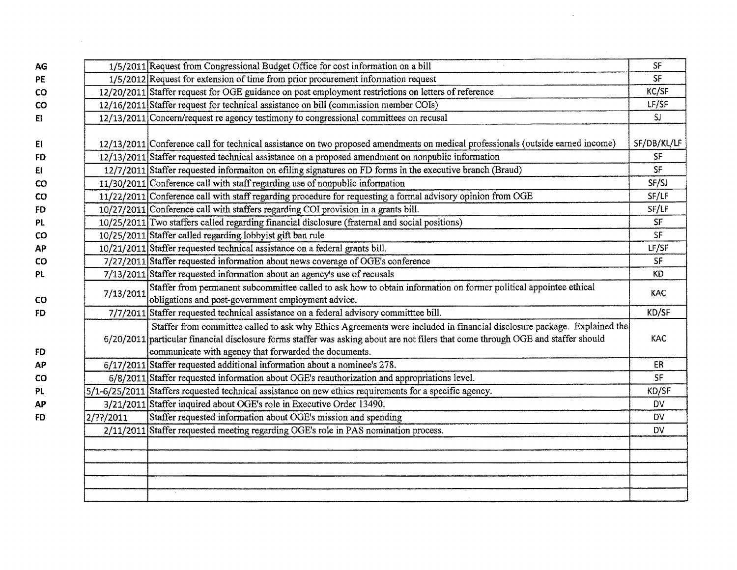| | | | |
|---|---|---|---|
| AG | 1/5/2011 | Request from Congressional Budget Office for cost information on a bill | SF |
| PE | 1/5/2012 | Request for extension of time from prior procurement information request | SF |
| CO | 12/20/2011 | Staffer request for OGE guidance on post employment restrictions on letters of reference | KC/SF |
| CO | 12/16/2011 | Staffer request for technical assistance on bill (commission member COIs) | LF/SF |
| EI | 12/13/2011 | Concern/request re agency testimony to congressional committees on recusal | SJ |
| EI | 12/13/2011 | Conference call for technical assistance on two proposed amendments on medical professionals (outside earned income) | SF/DB/KL/LF |
| FD | 12/13/2011 | Staffer requested technical assistance on a proposed amendment on nonpublic information | SF |
| EI | 12/7/2011 | Staffer requested informaiton on efiling signatures on FD forms in the executive branch (Braud) | SF |
| CO | 11/30/2011 | Conference call with staff regarding use of nonpublic information | SF/SJ |
| CO | 11/22/2011 | Conference call with staff regarding procedure for requesting a formal advisory opinion from OGE | SF/LF |
| FD | 10/27/2011 | Conference call with staffers regarding COI provision in a grants bill. | SF/LF |
| PL | 10/25/2011 | Two staffers called regarding financial disclosure (fraternal and social positions) | SF |
| CO | 10/25/2011 | Staffer called regarding lobbyist gift ban rule | SF |
| AP | 10/21/2011 | Staffer requested technical assistance on a federal grants bill. | LF/SF |
| CO | 7/27/2011 | Staffer requested information about news coverage of OGE's conference | SF |
| PL | 7/13/2011 | Staffer requested information about an agency's use of recusals | KD |
| CO | 7/13/2011 | Staffer from permanent subcommittee called to ask how to obtain information on former political appointee ethical obligations and post-government employment advice. | KAC |
| FD | 7/7/2011 | Staffer requested technical assistance on a federal advisory committtee bill. | KD/SF |
| FD | 6/20/2011 | Staffer from committee called to ask why Ethics Agreements were included in financial disclosure package. Explained the particular financial disclosure forms staffer was asking about are not filers that come through OGE and staffer should communicate with agency that forwarded the documents. | KAC |
| AP | 6/17/2011 | Staffer requested additional information about a nominee's 278. | ER |
| CO | 6/8/2011 | Staffer requested information about OGE's reauthorization and appropriations level. | SF |
| PL | 5/1-6/25/2011 | Staffers requested technical assistance on new ethics requirements for a specific agency. | KD/SF |
| AP | 3/21/2011 | Staffer inquired about OGE's role in Executive Order 13490. | DV |
| FD | 2/??/2011 | Staffer requested information about OGE's mission and spending | DV |
| | 2/11/2011 | Staffer requested meeting regarding OGE's role in PAS nomination process. | DV |